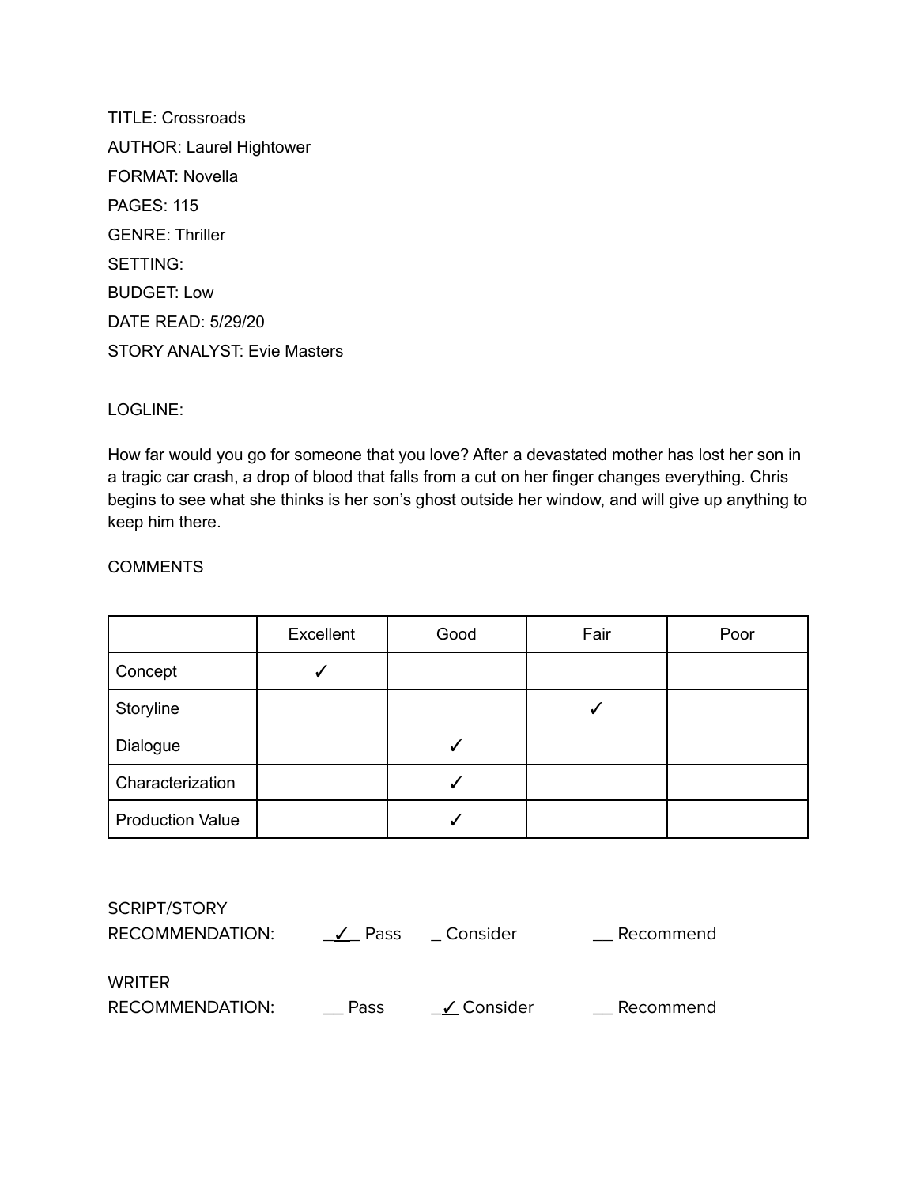TITLE: Crossroads

AUTHOR: Laurel Hightower

FORMAT: Novella

PAGES: 115

GENRE: Thriller

SETTING:

BUDGET: Low

DATE READ: 5/29/20

STORY ANALYST: Evie Masters

LOGLINE:

How far would you go for someone that you love? After a devastated mother has lost her son in a tragic car crash, a drop of blood that falls from a cut on her finger changes everything. Chris begins to see what she thinks is her son's ghost outside her window, and will give up anything to keep him there.

COMMENTS

| | Excellent | Good | Fair | Poor |
|---|---|---|---|---|
| Concept | ✓ | | | |
| Storyline | | | ✓ | |
| Dialogue | | ✓ | | |
| Characterization | | ✓ | | |
| Production Value | | ✓ | | |

SCRIPT/STORY RECOMMENDATION: _✓_ Pass _ Consider __ Recommend

WRITER RECOMMENDATION: __ Pass _✓ Consider __ Recommend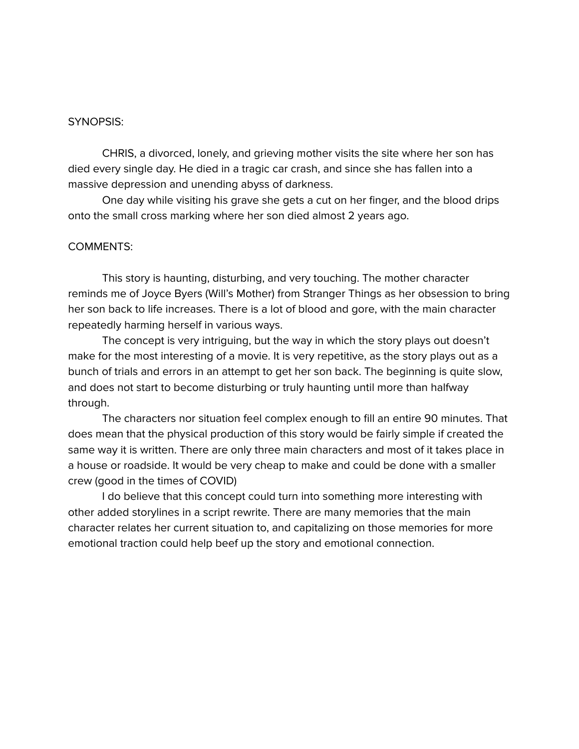SYNOPSIS:

CHRIS, a divorced, lonely, and grieving mother visits the site where her son has died every single day. He died in a tragic car crash, and since she has fallen into a massive depression and unending abyss of darkness.

One day while visiting his grave she gets a cut on her finger, and the blood drips onto the small cross marking where her son died almost 2 years ago.

COMMENTS:

This story is haunting, disturbing, and very touching. The mother character reminds me of Joyce Byers (Will's Mother) from Stranger Things as her obsession to bring her son back to life increases. There is a lot of blood and gore, with the main character repeatedly harming herself in various ways.

The concept is very intriguing, but the way in which the story plays out doesn't make for the most interesting of a movie. It is very repetitive, as the story plays out as a bunch of trials and errors in an attempt to get her son back. The beginning is quite slow, and does not start to become disturbing or truly haunting until more than halfway through.

The characters nor situation feel complex enough to fill an entire 90 minutes. That does mean that the physical production of this story would be fairly simple if created the same way it is written. There are only three main characters and most of it takes place in a house or roadside. It would be very cheap to make and could be done with a smaller crew (good in the times of COVID)

I do believe that this concept could turn into something more interesting with other added storylines in a script rewrite. There are many memories that the main character relates her current situation to, and capitalizing on those memories for more emotional traction could help beef up the story and emotional connection.